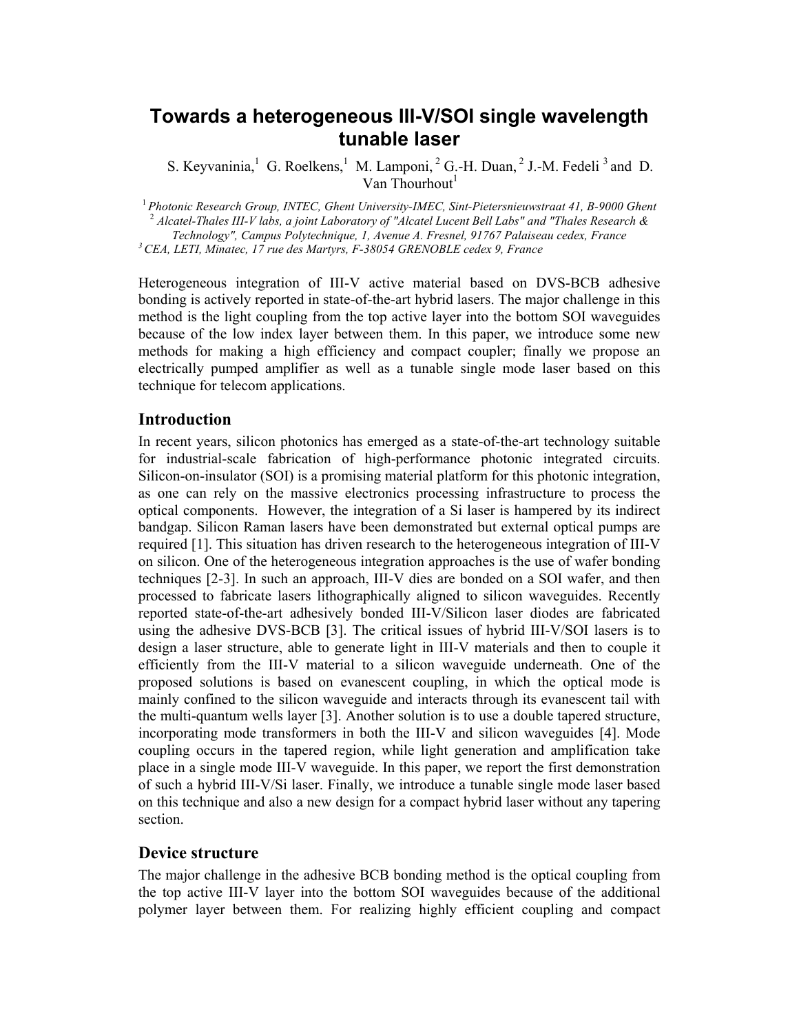# Towards a heterogeneous III-V/SOI single wavelength tunable laser

S. Keyvaninia,[1] G. Roelkens,[1] M. Lamponi,[2] G.-H. Duan,[2] J.-M. Fedeli[3] and D. Van Thourhout[1]

[1] *Photonic Research Group, INTEC, Ghent University-IMEC, Sint-Pietersnieuwstraat 41, B-9000 Ghent*
[2] *Alcatel-Thales III-V labs, a joint Laboratory of "Alcatel Lucent Bell Labs" and "Thales Research & Technology", Campus Polytechnique, 1, Avenue A. Fresnel, 91767 Palaiseau cedex, France*
[3] *CEA, LETI, Minatec, 17 rue des Martyrs, F-38054 GRENOBLE cedex 9, France*

Heterogeneous integration of III-V active material based on DVS-BCB adhesive bonding is actively reported in state-of-the-art hybrid lasers. The major challenge in this method is the light coupling from the top active layer into the bottom SOI waveguides because of the low index layer between them. In this paper, we introduce some new methods for making a high efficiency and compact coupler; finally we propose an electrically pumped amplifier as well as a tunable single mode laser based on this technique for telecom applications.

## Introduction

In recent years, silicon photonics has emerged as a state-of-the-art technology suitable for industrial-scale fabrication of high-performance photonic integrated circuits. Silicon-on-insulator (SOI) is a promising material platform for this photonic integration, as one can rely on the massive electronics processing infrastructure to process the optical components. However, the integration of a Si laser is hampered by its indirect bandgap. Silicon Raman lasers have been demonstrated but external optical pumps are required [1]. This situation has driven research to the heterogeneous integration of III-V on silicon. One of the heterogeneous integration approaches is the use of wafer bonding techniques [2-3]. In such an approach, III-V dies are bonded on a SOI wafer, and then processed to fabricate lasers lithographically aligned to silicon waveguides. Recently reported state-of-the-art adhesively bonded III-V/Silicon laser diodes are fabricated using the adhesive DVS-BCB [3]. The critical issues of hybrid III-V/SOI lasers is to design a laser structure, able to generate light in III-V materials and then to couple it efficiently from the III-V material to a silicon waveguide underneath. One of the proposed solutions is based on evanescent coupling, in which the optical mode is mainly confined to the silicon waveguide and interacts through its evanescent tail with the multi-quantum wells layer [3]. Another solution is to use a double tapered structure, incorporating mode transformers in both the III-V and silicon waveguides [4]. Mode coupling occurs in the tapered region, while light generation and amplification take place in a single mode III-V waveguide. In this paper, we report the first demonstration of such a hybrid III-V/Si laser. Finally, we introduce a tunable single mode laser based on this technique and also a new design for a compact hybrid laser without any tapering section.

## Device structure

The major challenge in the adhesive BCB bonding method is the optical coupling from the top active III-V layer into the bottom SOI waveguides because of the additional polymer layer between them. For realizing highly efficient coupling and compact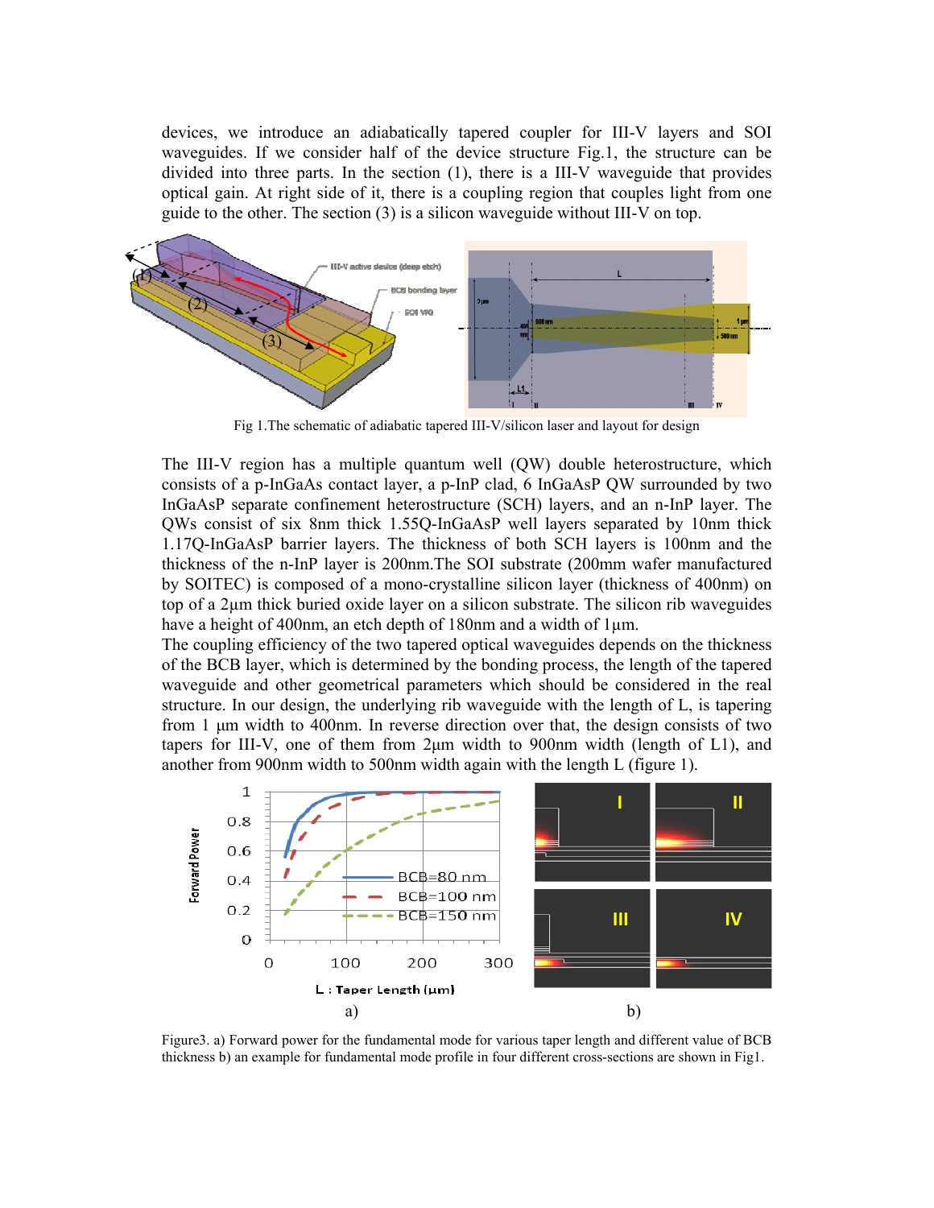devices, we introduce an adiabatically tapered coupler for III-V layers and SOI waveguides. If we consider half of the device structure Fig.1, the structure can be divided into three parts. In the section (1), there is a III-V waveguide that provides optical gain. At right side of it, there is a coupling region that couples light from one guide to the other. The section (3) is a silicon waveguide without III-V on top.

Fig 1.The schematic of adiabatic tapered III-V/silicon laser and layout for design

The III-V region has a multiple quantum well (QW) double heterostructure, which consists of a p-InGaAs contact layer, a p-InP clad, 6 InGaAsP QW surrounded by two InGaAsP separate confinement heterostructure (SCH) layers, and an n-InP layer. The QWs consist of six 8nm thick 1.55Q-InGaAsP well layers separated by 10nm thick 1.17Q-InGaAsP barrier layers. The thickness of both SCH layers is 100nm and the thickness of the n-InP layer is 200nm.The SOI substrate (200mm wafer manufactured by SOITEC) is composed of a mono-crystalline silicon layer (thickness of 400nm) on top of a 2µm thick buried oxide layer on a silicon substrate. The silicon rib waveguides have a height of 400nm, an etch depth of 180nm and a width of 1µm.

The coupling efficiency of the two tapered optical waveguides depends on the thickness of the BCB layer, which is determined by the bonding process, the length of the tapered waveguide and other geometrical parameters which should be considered in the real structure. In our design, the underlying rib waveguide with the length of L, is tapering from 1 µm width to 400nm. In reverse direction over that, the design consists of two tapers for III-V, one of them from 2µm width to 900nm width (length of L1), and another from 900nm width to 500nm width again with the length L (figure 1).

a) b)

Figure3. a) Forward power for the fundamental mode for various taper length and different value of BCB thickness b) an example for fundamental mode profile in four different cross-sections are shown in Fig1.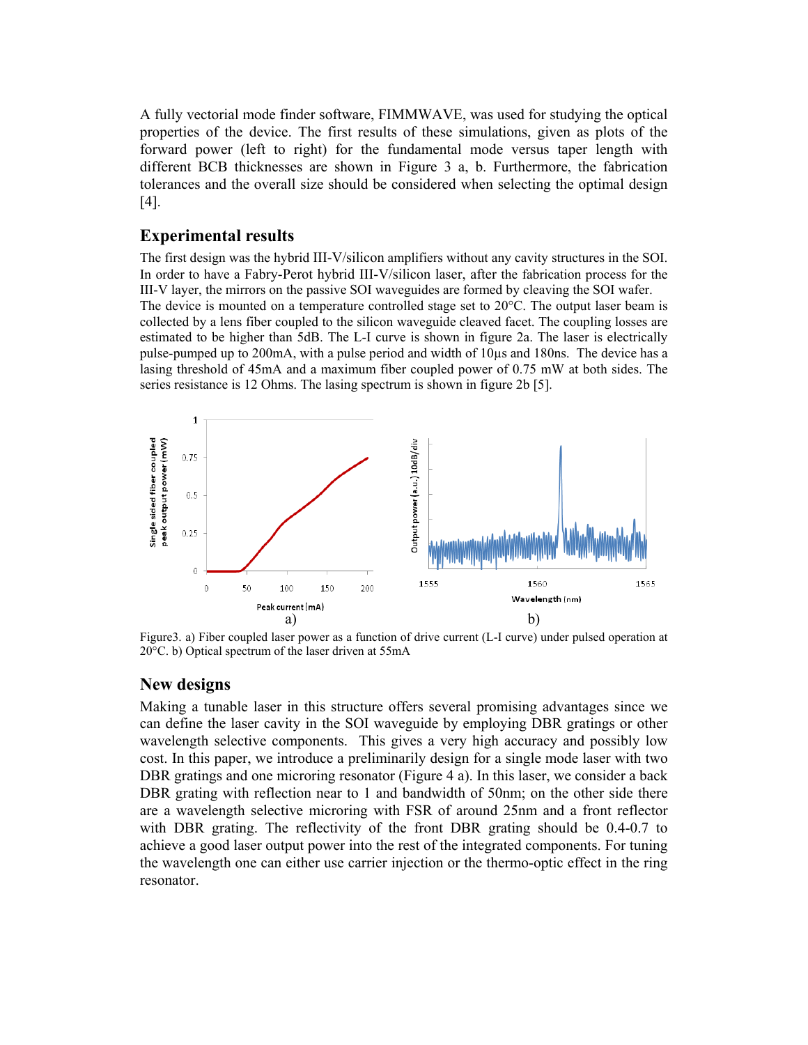A fully vectorial mode finder software, FIMMWAVE, was used for studying the optical properties of the device. The first results of these simulations, given as plots of the forward power (left to right) for the fundamental mode versus taper length with different BCB thicknesses are shown in Figure 3 a, b. Furthermore, the fabrication tolerances and the overall size should be considered when selecting the optimal design [4].

## Experimental results

The first design was the hybrid III-V/silicon amplifiers without any cavity structures in the SOI. In order to have a Fabry-Perot hybrid III-V/silicon laser, after the fabrication process for the III-V layer, the mirrors on the passive SOI waveguides are formed by cleaving the SOI wafer.
The device is mounted on a temperature controlled stage set to 20°C. The output laser beam is collected by a lens fiber coupled to the silicon waveguide cleaved facet. The coupling losses are estimated to be higher than 5dB. The L-I curve is shown in figure 2a. The laser is electrically pulse-pumped up to 200mA, with a pulse period and width of 10µs and 180ns. The device has a lasing threshold of 45mA and a maximum fiber coupled power of 0.75 mW at both sides. The series resistance is 12 Ohms. The lasing spectrum is shown in figure 2b [5].

a) b)

Figure3. a) Fiber coupled laser power as a function of drive current (L-I curve) under pulsed operation at 20°C. b) Optical spectrum of the laser driven at 55mA

## New designs

Making a tunable laser in this structure offers several promising advantages since we can define the laser cavity in the SOI waveguide by employing DBR gratings or other wavelength selective components. This gives a very high accuracy and possibly low cost. In this paper, we introduce a preliminarily design for a single mode laser with two DBR gratings and one microring resonator (Figure 4 a). In this laser, we consider a back DBR grating with reflection near to 1 and bandwidth of 50nm; on the other side there are a wavelength selective microring with FSR of around 25nm and a front reflector with DBR grating. The reflectivity of the front DBR grating should be 0.4-0.7 to achieve a good laser output power into the rest of the integrated components. For tuning the wavelength one can either use carrier injection or the thermo-optic effect in the ring resonator.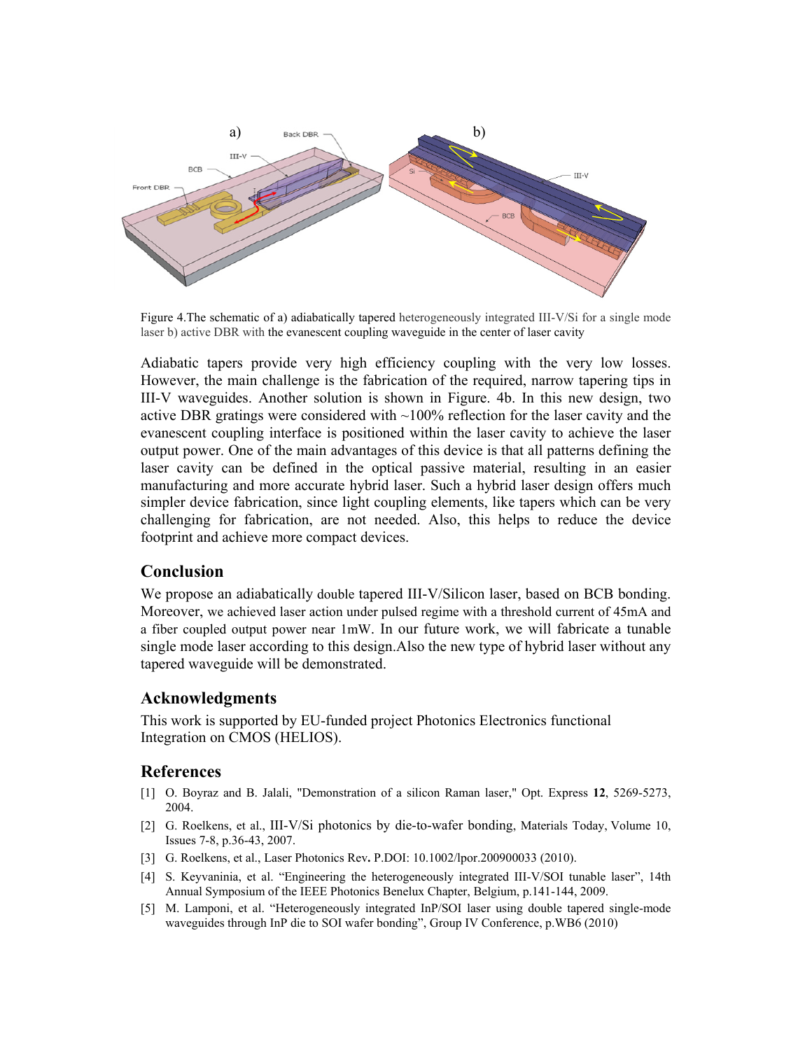a)

Back DBR

III-V

BCB

Front DBR

b)

Si

III-V

BCB

Figure 4.The schematic of a) adiabatically tapered heterogeneously integrated III-V/Si for a single mode laser b) active DBR with the evanescent coupling waveguide in the center of laser cavity

Adiabatic tapers provide very high efficiency coupling with the very low losses. However, the main challenge is the fabrication of the required, narrow tapering tips in III-V waveguides. Another solution is shown in Figure. 4b. In this new design, two active DBR gratings were considered with ~100% reflection for the laser cavity and the evanescent coupling interface is positioned within the laser cavity to achieve the laser output power. One of the main advantages of this device is that all patterns defining the laser cavity can be defined in the optical passive material, resulting in an easier manufacturing and more accurate hybrid laser. Such a hybrid laser design offers much simpler device fabrication, since light coupling elements, like tapers which can be very challenging for fabrication, are not needed. Also, this helps to reduce the device footprint and achieve more compact devices.

## Conclusion

We propose an adiabatically double tapered III-V/Silicon laser, based on BCB bonding. Moreover, we achieved laser action under pulsed regime with a threshold current of 45mA and a fiber coupled output power near 1mW. In our future work, we will fabricate a tunable single mode laser according to this design.Also the new type of hybrid laser without any tapered waveguide will be demonstrated.

## Acknowledgments

This work is supported by EU-funded project Photonics Electronics functional Integration on CMOS (HELIOS).

## References

[1] O. Boyraz and B. Jalali, "Demonstration of a silicon Raman laser," Opt. Express **12**, 5269-5273, 2004.

[2] G. Roelkens, et al., III-V/Si photonics by die-to-wafer bonding, Materials Today, Volume 10, Issues 7-8, p.36-43, 2007.

[3] G. Roelkens, et al., Laser Photonics Rev**.** P.DOI: 10.1002/lpor.200900033 (2010).

[4] S. Keyvaninia, et al. "Engineering the heterogeneously integrated III-V/SOI tunable laser", 14th Annual Symposium of the IEEE Photonics Benelux Chapter, Belgium, p.141-144, 2009.

[5] M. Lamponi, et al. "Heterogeneously integrated InP/SOI laser using double tapered single-mode waveguides through InP die to SOI wafer bonding", Group IV Conference, p.WB6 (2010)